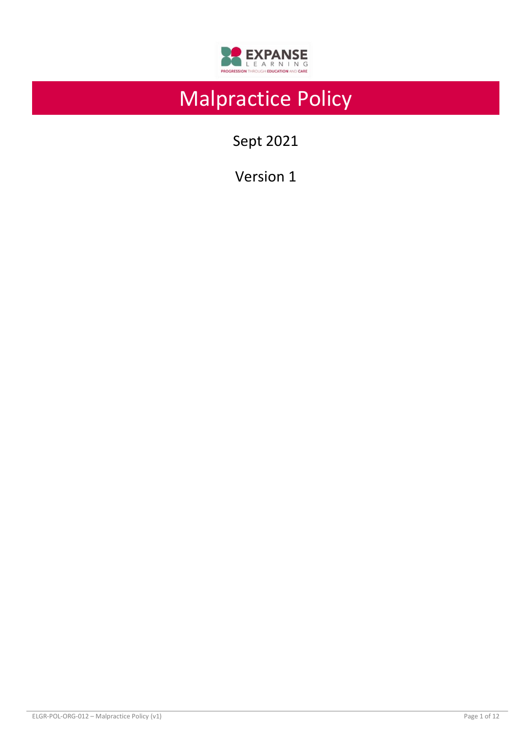# Malpractice Policy

Sept 2021

Version 1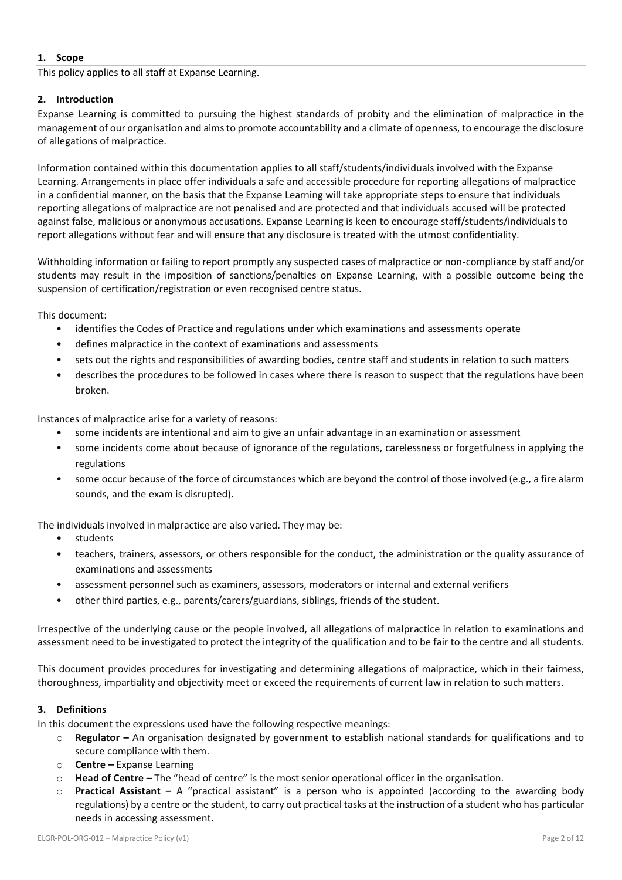## 1. Scope

This policy applies to all staff at Expanse Learning.

## 2. Introduction

Expanse Learning is committed to pursuing the highest standards of probity and the elimination of malpractice in the management of our organisation and aims to promote accountability and a climate of openness, to encourage the disclosure of allegations of malpractice.

Information contained within this documentation applies to all staff/students/individuals involved with the Expanse Learning. Arrangements in place offer individuals a safe and accessible procedure for reporting allegations of malpractice in a confidential manner, on the basis that the Expanse Learning will take appropriate steps to ensure that individuals reporting allegations of malpractice are not penalised and are protected and that individuals accused will be protected against false, malicious or anonymous accusations. Expanse Learning is keen to encourage staff/students/individuals to report allegations without fear and will ensure that any disclosure is treated with the utmost confidentiality.

Withholding information or failing to report promptly any suspected cases of malpractice or non-compliance by staff and/or students may result in the imposition of sanctions/penalties on Expanse Learning, with a possible outcome being the suspension of certification/registration or even recognised centre status.

This document:

- identifies the Codes of Practice and regulations under which examinations and assessments operate
- defines malpractice in the context of examinations and assessments
- sets out the rights and responsibilities of awarding bodies, centre staff and students in relation to such matters
- describes the procedures to be followed in cases where there is reason to suspect that the regulations have been broken.

Instances of malpractice arise for a variety of reasons:

- some incidents are intentional and aim to give an unfair advantage in an examination or assessment
- some incidents come about because of ignorance of the regulations, carelessness or forgetfulness in applying the regulations
- some occur because of the force of circumstances which are beyond the control of those involved (e.g., a fire alarm sounds, and the exam is disrupted).

The individuals involved in malpractice are also varied. They may be:

- students
- teachers, trainers, assessors, or others responsible for the conduct, the administration or the quality assurance of examinations and assessments
- assessment personnel such as examiners, assessors, moderators or internal and external verifiers
- other third parties, e.g., parents/carers/guardians, siblings, friends of the student.

Irrespective of the underlying cause or the people involved, all allegations of malpractice in relation to examinations and assessment need to be investigated to protect the integrity of the qualification and to be fair to the centre and all students.

This document provides procedures for investigating and determining allegations of malpractice, which in their fairness, thoroughness, impartiality and objectivity meet or exceed the requirements of current law in relation to such matters.

## 3. Definitions

In this document the expressions used have the following respective meanings:

- **Regulator –** An organisation designated by government to establish national standards for qualifications and to secure compliance with them.
- **Centre –** Expanse Learning
- **Head of Centre –** The "head of centre" is the most senior operational officer in the organisation.
- **Practical Assistant –** A "practical assistant" is a person who is appointed (according to the awarding body regulations) by a centre or the student, to carry out practical tasks at the instruction of a student who has particular needs in accessing assessment.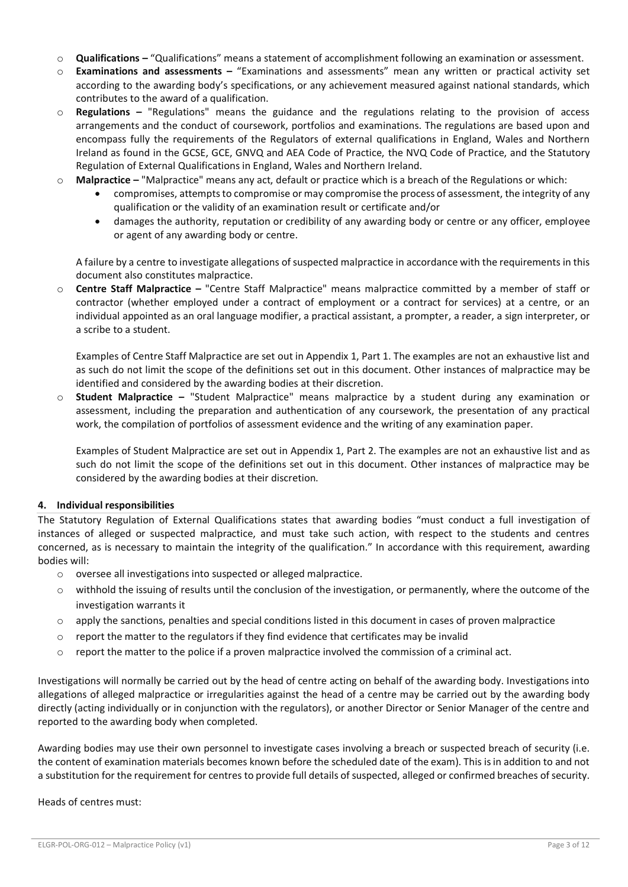- **Qualifications –** "Qualifications" means a statement of accomplishment following an examination or assessment.
- **Examinations and assessments –** "Examinations and assessments" mean any written or practical activity set according to the awarding body's specifications, or any achievement measured against national standards, which contributes to the award of a qualification.
- **Regulations –** "Regulations" means the guidance and the regulations relating to the provision of access arrangements and the conduct of coursework, portfolios and examinations. The regulations are based upon and encompass fully the requirements of the Regulators of external qualifications in England, Wales and Northern Ireland as found in the GCSE, GCE, GNVQ and AEA Code of Practice, the NVQ Code of Practice, and the Statutory Regulation of External Qualifications in England, Wales and Northern Ireland.
- **Malpractice –** "Malpractice" means any act, default or practice which is a breach of the Regulations or which:
  - compromises, attempts to compromise or may compromise the process of assessment, the integrity of any qualification or the validity of an examination result or certificate and/or
  - damages the authority, reputation or credibility of any awarding body or centre or any officer, employee or agent of any awarding body or centre.

  A failure by a centre to investigate allegations of suspected malpractice in accordance with the requirements in this document also constitutes malpractice.
- **Centre Staff Malpractice –** "Centre Staff Malpractice" means malpractice committed by a member of staff or contractor (whether employed under a contract of employment or a contract for services) at a centre, or an individual appointed as an oral language modifier, a practical assistant, a prompter, a reader, a sign interpreter, or a scribe to a student.

  Examples of Centre Staff Malpractice are set out in Appendix 1, Part 1. The examples are not an exhaustive list and as such do not limit the scope of the definitions set out in this document. Other instances of malpractice may be identified and considered by the awarding bodies at their discretion.
- **Student Malpractice –** "Student Malpractice" means malpractice by a student during any examination or assessment, including the preparation and authentication of any coursework, the presentation of any practical work, the compilation of portfolios of assessment evidence and the writing of any examination paper.

  Examples of Student Malpractice are set out in Appendix 1, Part 2. The examples are not an exhaustive list and as such do not limit the scope of the definitions set out in this document. Other instances of malpractice may be considered by the awarding bodies at their discretion.

## 4. Individual responsibilities

The Statutory Regulation of External Qualifications states that awarding bodies "must conduct a full investigation of instances of alleged or suspected malpractice, and must take such action, with respect to the students and centres concerned, as is necessary to maintain the integrity of the qualification." In accordance with this requirement, awarding bodies will:

- oversee all investigations into suspected or alleged malpractice.
- withhold the issuing of results until the conclusion of the investigation, or permanently, where the outcome of the investigation warrants it
- apply the sanctions, penalties and special conditions listed in this document in cases of proven malpractice
- report the matter to the regulators if they find evidence that certificates may be invalid
- report the matter to the police if a proven malpractice involved the commission of a criminal act.

Investigations will normally be carried out by the head of centre acting on behalf of the awarding body. Investigations into allegations of alleged malpractice or irregularities against the head of a centre may be carried out by the awarding body directly (acting individually or in conjunction with the regulators), or another Director or Senior Manager of the centre and reported to the awarding body when completed.

Awarding bodies may use their own personnel to investigate cases involving a breach or suspected breach of security (i.e. the content of examination materials becomes known before the scheduled date of the exam). This is in addition to and not a substitution for the requirement for centres to provide full details of suspected, alleged or confirmed breaches of security.

Heads of centres must: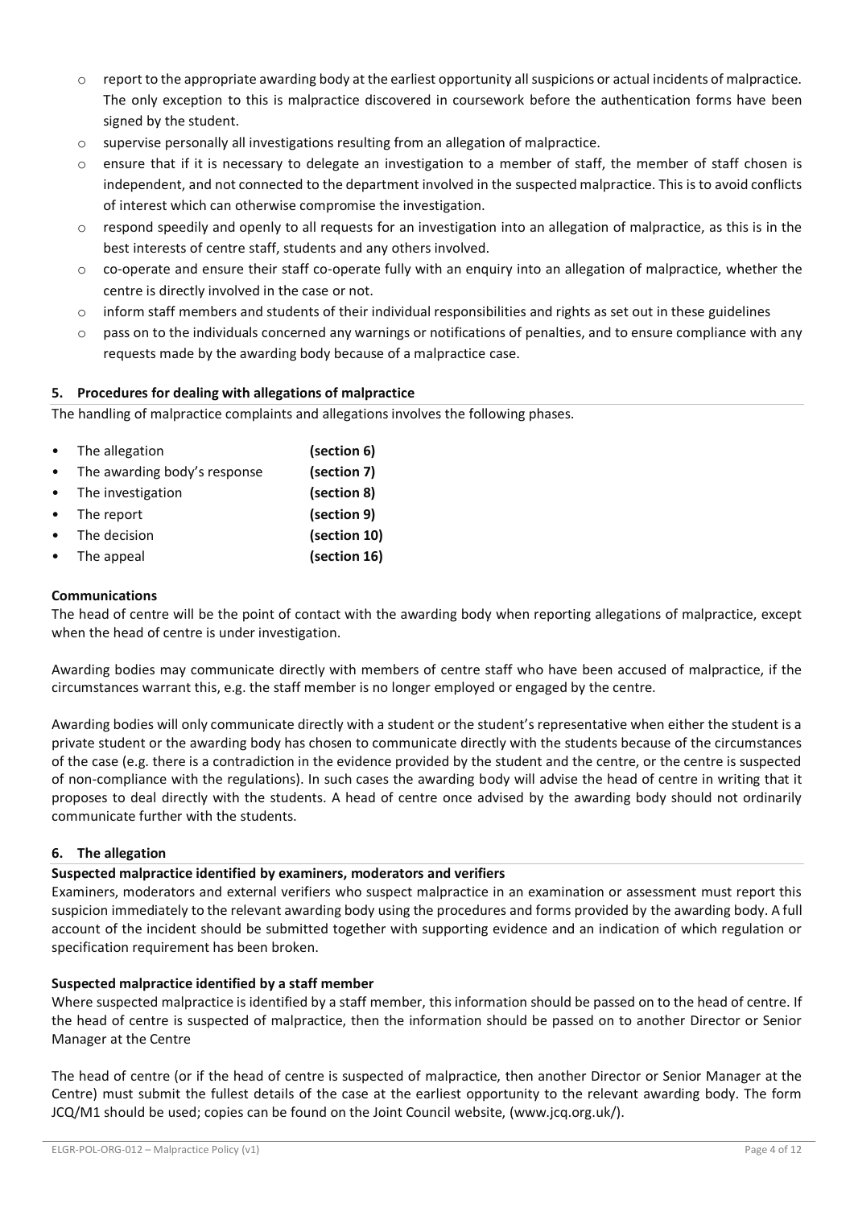- report to the appropriate awarding body at the earliest opportunity all suspicions or actual incidents of malpractice. The only exception to this is malpractice discovered in coursework before the authentication forms have been signed by the student.
- supervise personally all investigations resulting from an allegation of malpractice.
- ensure that if it is necessary to delegate an investigation to a member of staff, the member of staff chosen is independent, and not connected to the department involved in the suspected malpractice. This is to avoid conflicts of interest which can otherwise compromise the investigation.
- respond speedily and openly to all requests for an investigation into an allegation of malpractice, as this is in the best interests of centre staff, students and any others involved.
- co-operate and ensure their staff co-operate fully with an enquiry into an allegation of malpractice, whether the centre is directly involved in the case or not.
- inform staff members and students of their individual responsibilities and rights as set out in these guidelines
- pass on to the individuals concerned any warnings or notifications of penalties, and to ensure compliance with any requests made by the awarding body because of a malpractice case.

## 5. Procedures for dealing with allegations of malpractice

The handling of malpractice complaints and allegations involves the following phases.

- The allegation **(section 6)**
- The awarding body's response **(section 7)**
- The investigation **(section 8)**
- The report **(section 9)**
- The decision **(section 10)**
- The appeal **(section 16)**

**Communications**

The head of centre will be the point of contact with the awarding body when reporting allegations of malpractice, except when the head of centre is under investigation.

Awarding bodies may communicate directly with members of centre staff who have been accused of malpractice, if the circumstances warrant this, e.g. the staff member is no longer employed or engaged by the centre.

Awarding bodies will only communicate directly with a student or the student's representative when either the student is a private student or the awarding body has chosen to communicate directly with the students because of the circumstances of the case (e.g. there is a contradiction in the evidence provided by the student and the centre, or the centre is suspected of non-compliance with the regulations). In such cases the awarding body will advise the head of centre in writing that it proposes to deal directly with the students. A head of centre once advised by the awarding body should not ordinarily communicate further with the students.

## 6. The allegation

**Suspected malpractice identified by examiners, moderators and verifiers**

Examiners, moderators and external verifiers who suspect malpractice in an examination or assessment must report this suspicion immediately to the relevant awarding body using the procedures and forms provided by the awarding body. A full account of the incident should be submitted together with supporting evidence and an indication of which regulation or specification requirement has been broken.

**Suspected malpractice identified by a staff member**

Where suspected malpractice is identified by a staff member, this information should be passed on to the head of centre. If the head of centre is suspected of malpractice, then the information should be passed on to another Director or Senior Manager at the Centre

The head of centre (or if the head of centre is suspected of malpractice, then another Director or Senior Manager at the Centre) must submit the fullest details of the case at the earliest opportunity to the relevant awarding body. The form JCQ/M1 should be used; copies can be found on the Joint Council website, (www.jcq.org.uk/).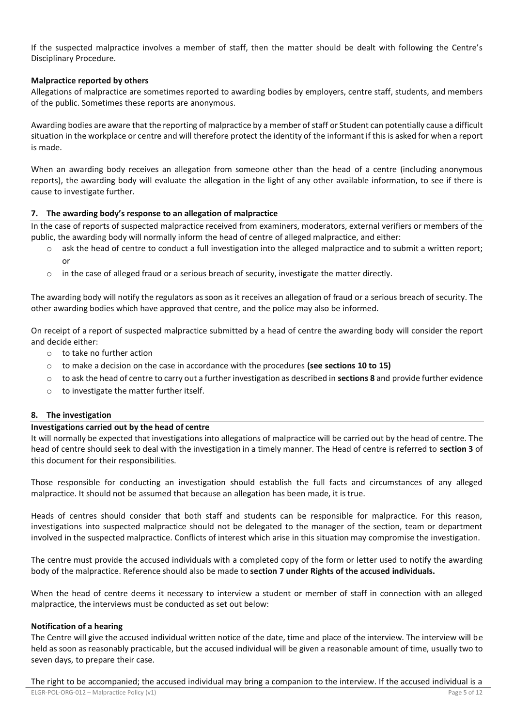If the suspected malpractice involves a member of staff, then the matter should be dealt with following the Centre's Disciplinary Procedure.

**Malpractice reported by others**

Allegations of malpractice are sometimes reported to awarding bodies by employers, centre staff, students, and members of the public. Sometimes these reports are anonymous.

Awarding bodies are aware that the reporting of malpractice by a member of staff or Student can potentially cause a difficult situation in the workplace or centre and will therefore protect the identity of the informant if this is asked for when a report is made.

When an awarding body receives an allegation from someone other than the head of a centre (including anonymous reports), the awarding body will evaluate the allegation in the light of any other available information, to see if there is cause to investigate further.

## 7. The awarding body's response to an allegation of malpractice

In the case of reports of suspected malpractice received from examiners, moderators, external verifiers or members of the public, the awarding body will normally inform the head of centre of alleged malpractice, and either:

- ask the head of centre to conduct a full investigation into the alleged malpractice and to submit a written report; or
- in the case of alleged fraud or a serious breach of security, investigate the matter directly.

The awarding body will notify the regulators as soon as it receives an allegation of fraud or a serious breach of security. The other awarding bodies which have approved that centre, and the police may also be informed.

On receipt of a report of suspected malpractice submitted by a head of centre the awarding body will consider the report and decide either:

- to take no further action
- to make a decision on the case in accordance with the procedures **(see sections 10 to 15)**
- to ask the head of centre to carry out a further investigation as described in **sections 8** and provide further evidence
- to investigate the matter further itself.

## 8. The investigation

**Investigations carried out by the head of centre**

It will normally be expected that investigations into allegations of malpractice will be carried out by the head of centre. The head of centre should seek to deal with the investigation in a timely manner. The Head of centre is referred to **section 3** of this document for their responsibilities.

Those responsible for conducting an investigation should establish the full facts and circumstances of any alleged malpractice. It should not be assumed that because an allegation has been made, it is true.

Heads of centres should consider that both staff and students can be responsible for malpractice. For this reason, investigations into suspected malpractice should not be delegated to the manager of the section, team or department involved in the suspected malpractice. Conflicts of interest which arise in this situation may compromise the investigation.

The centre must provide the accused individuals with a completed copy of the form or letter used to notify the awarding body of the malpractice. Reference should also be made to **section 7 under Rights of the accused individuals.**

When the head of centre deems it necessary to interview a student or member of staff in connection with an alleged malpractice, the interviews must be conducted as set out below:

**Notification of a hearing**

The Centre will give the accused individual written notice of the date, time and place of the interview. The interview will be held as soon as reasonably practicable, but the accused individual will be given a reasonable amount of time, usually two to seven days, to prepare their case.

The right to be accompanied; the accused individual may bring a companion to the interview. If the accused individual is a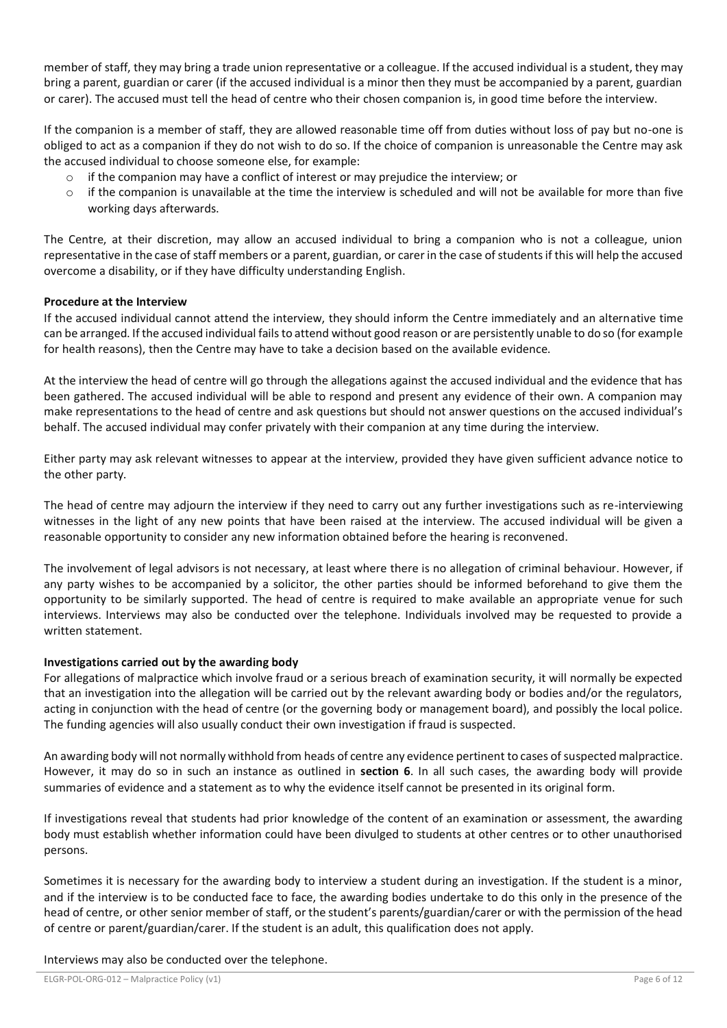member of staff, they may bring a trade union representative or a colleague. If the accused individual is a student, they may bring a parent, guardian or carer (if the accused individual is a minor then they must be accompanied by a parent, guardian or carer). The accused must tell the head of centre who their chosen companion is, in good time before the interview.

If the companion is a member of staff, they are allowed reasonable time off from duties without loss of pay but no-one is obliged to act as a companion if they do not wish to do so. If the choice of companion is unreasonable the Centre may ask the accused individual to choose someone else, for example:

- if the companion may have a conflict of interest or may prejudice the interview; or
- if the companion is unavailable at the time the interview is scheduled and will not be available for more than five working days afterwards.

The Centre, at their discretion, may allow an accused individual to bring a companion who is not a colleague, union representative in the case of staff members or a parent, guardian, or carer in the case of students if this will help the accused overcome a disability, or if they have difficulty understanding English.

**Procedure at the Interview**

If the accused individual cannot attend the interview, they should inform the Centre immediately and an alternative time can be arranged. If the accused individual fails to attend without good reason or are persistently unable to do so (for example for health reasons), then the Centre may have to take a decision based on the available evidence.

At the interview the head of centre will go through the allegations against the accused individual and the evidence that has been gathered. The accused individual will be able to respond and present any evidence of their own. A companion may make representations to the head of centre and ask questions but should not answer questions on the accused individual's behalf. The accused individual may confer privately with their companion at any time during the interview.

Either party may ask relevant witnesses to appear at the interview, provided they have given sufficient advance notice to the other party.

The head of centre may adjourn the interview if they need to carry out any further investigations such as re-interviewing witnesses in the light of any new points that have been raised at the interview. The accused individual will be given a reasonable opportunity to consider any new information obtained before the hearing is reconvened.

The involvement of legal advisors is not necessary, at least where there is no allegation of criminal behaviour. However, if any party wishes to be accompanied by a solicitor, the other parties should be informed beforehand to give them the opportunity to be similarly supported. The head of centre is required to make available an appropriate venue for such interviews. Interviews may also be conducted over the telephone. Individuals involved may be requested to provide a written statement.

**Investigations carried out by the awarding body**

For allegations of malpractice which involve fraud or a serious breach of examination security, it will normally be expected that an investigation into the allegation will be carried out by the relevant awarding body or bodies and/or the regulators, acting in conjunction with the head of centre (or the governing body or management board), and possibly the local police. The funding agencies will also usually conduct their own investigation if fraud is suspected.

An awarding body will not normally withhold from heads of centre any evidence pertinent to cases of suspected malpractice. However, it may do so in such an instance as outlined in **section 6**. In all such cases, the awarding body will provide summaries of evidence and a statement as to why the evidence itself cannot be presented in its original form.

If investigations reveal that students had prior knowledge of the content of an examination or assessment, the awarding body must establish whether information could have been divulged to students at other centres or to other unauthorised persons.

Sometimes it is necessary for the awarding body to interview a student during an investigation. If the student is a minor, and if the interview is to be conducted face to face, the awarding bodies undertake to do this only in the presence of the head of centre, or other senior member of staff, or the student's parents/guardian/carer or with the permission of the head of centre or parent/guardian/carer. If the student is an adult, this qualification does not apply.

Interviews may also be conducted over the telephone.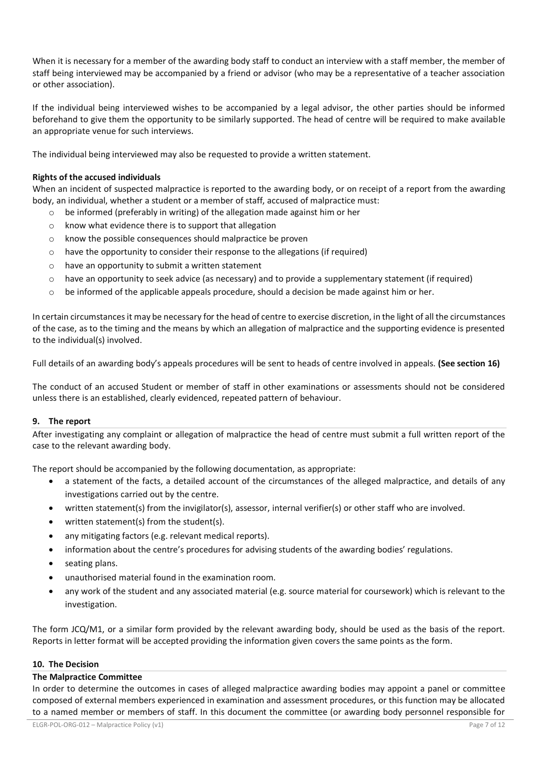When it is necessary for a member of the awarding body staff to conduct an interview with a staff member, the member of staff being interviewed may be accompanied by a friend or advisor (who may be a representative of a teacher association or other association).

If the individual being interviewed wishes to be accompanied by a legal advisor, the other parties should be informed beforehand to give them the opportunity to be similarly supported. The head of centre will be required to make available an appropriate venue for such interviews.

The individual being interviewed may also be requested to provide a written statement.

**Rights of the accused individuals**

When an incident of suspected malpractice is reported to the awarding body, or on receipt of a report from the awarding body, an individual, whether a student or a member of staff, accused of malpractice must:

- be informed (preferably in writing) of the allegation made against him or her
- know what evidence there is to support that allegation
- know the possible consequences should malpractice be proven
- have the opportunity to consider their response to the allegations (if required)
- have an opportunity to submit a written statement
- have an opportunity to seek advice (as necessary) and to provide a supplementary statement (if required)
- be informed of the applicable appeals procedure, should a decision be made against him or her.

In certain circumstances it may be necessary for the head of centre to exercise discretion, in the light of all the circumstances of the case, as to the timing and the means by which an allegation of malpractice and the supporting evidence is presented to the individual(s) involved.

Full details of an awarding body's appeals procedures will be sent to heads of centre involved in appeals. **(See section 16)**

The conduct of an accused Student or member of staff in other examinations or assessments should not be considered unless there is an established, clearly evidenced, repeated pattern of behaviour.

## 9. The report

After investigating any complaint or allegation of malpractice the head of centre must submit a full written report of the case to the relevant awarding body.

The report should be accompanied by the following documentation, as appropriate:

- a statement of the facts, a detailed account of the circumstances of the alleged malpractice, and details of any investigations carried out by the centre.
- written statement(s) from the invigilator(s), assessor, internal verifier(s) or other staff who are involved.
- written statement(s) from the student(s).
- any mitigating factors (e.g. relevant medical reports).
- information about the centre's procedures for advising students of the awarding bodies' regulations.
- seating plans.
- unauthorised material found in the examination room.
- any work of the student and any associated material (e.g. source material for coursework) which is relevant to the investigation.

The form JCQ/M1, or a similar form provided by the relevant awarding body, should be used as the basis of the report. Reports in letter format will be accepted providing the information given covers the same points as the form.

## 10. The Decision

**The Malpractice Committee**

In order to determine the outcomes in cases of alleged malpractice awarding bodies may appoint a panel or committee composed of external members experienced in examination and assessment procedures, or this function may be allocated to a named member or members of staff. In this document the committee (or awarding body personnel responsible for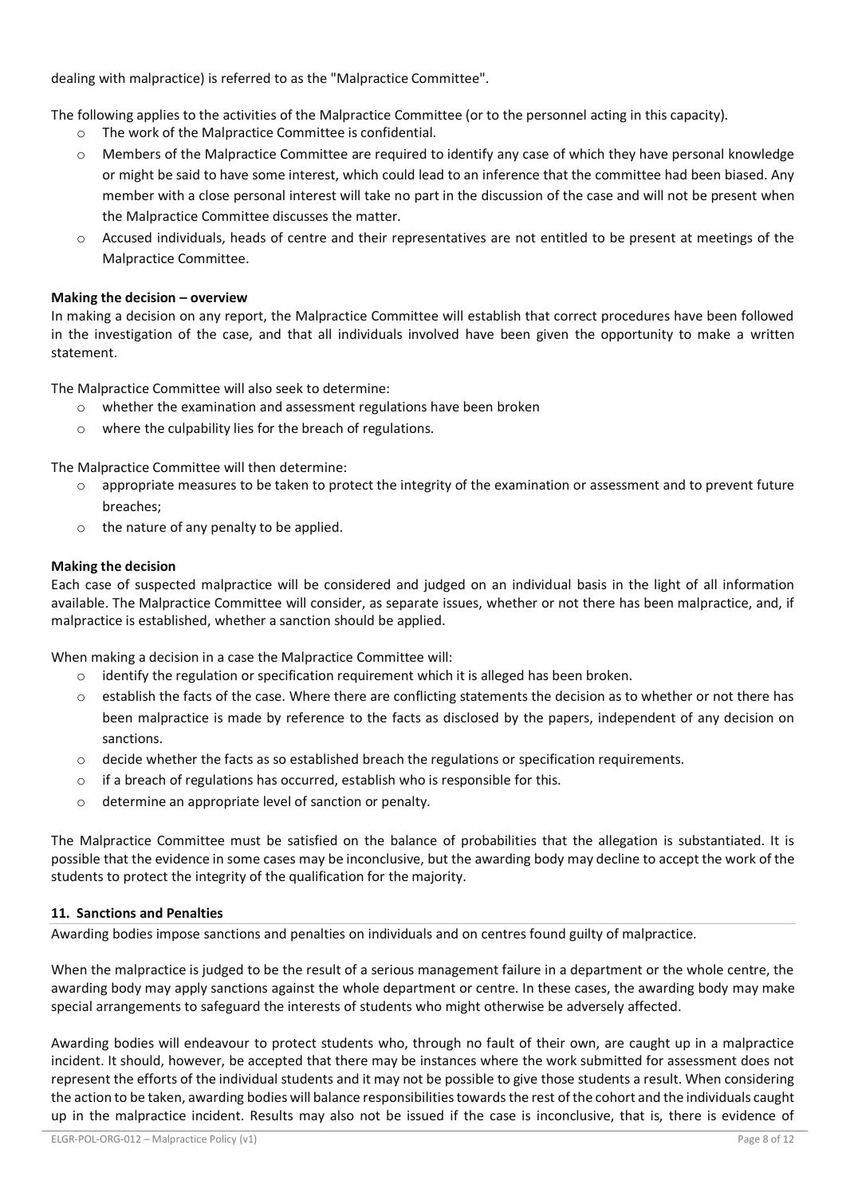dealing with malpractice) is referred to as the "Malpractice Committee".

The following applies to the activities of the Malpractice Committee (or to the personnel acting in this capacity).

- The work of the Malpractice Committee is confidential.
- Members of the Malpractice Committee are required to identify any case of which they have personal knowledge or might be said to have some interest, which could lead to an inference that the committee had been biased. Any member with a close personal interest will take no part in the discussion of the case and will not be present when the Malpractice Committee discusses the matter.
- Accused individuals, heads of centre and their representatives are not entitled to be present at meetings of the Malpractice Committee.

**Making the decision – overview**

In making a decision on any report, the Malpractice Committee will establish that correct procedures have been followed in the investigation of the case, and that all individuals involved have been given the opportunity to make a written statement.

The Malpractice Committee will also seek to determine:

- whether the examination and assessment regulations have been broken
- where the culpability lies for the breach of regulations.

The Malpractice Committee will then determine:

- appropriate measures to be taken to protect the integrity of the examination or assessment and to prevent future breaches;
- the nature of any penalty to be applied.

**Making the decision**

Each case of suspected malpractice will be considered and judged on an individual basis in the light of all information available. The Malpractice Committee will consider, as separate issues, whether or not there has been malpractice, and, if malpractice is established, whether a sanction should be applied.

When making a decision in a case the Malpractice Committee will:

- identify the regulation or specification requirement which it is alleged has been broken.
- establish the facts of the case. Where there are conflicting statements the decision as to whether or not there has been malpractice is made by reference to the facts as disclosed by the papers, independent of any decision on sanctions.
- decide whether the facts as so established breach the regulations or specification requirements.
- if a breach of regulations has occurred, establish who is responsible for this.
- determine an appropriate level of sanction or penalty.

The Malpractice Committee must be satisfied on the balance of probabilities that the allegation is substantiated. It is possible that the evidence in some cases may be inconclusive, but the awarding body may decline to accept the work of the students to protect the integrity of the qualification for the majority.

## 11. Sanctions and Penalties

Awarding bodies impose sanctions and penalties on individuals and on centres found guilty of malpractice.

When the malpractice is judged to be the result of a serious management failure in a department or the whole centre, the awarding body may apply sanctions against the whole department or centre. In these cases, the awarding body may make special arrangements to safeguard the interests of students who might otherwise be adversely affected.

Awarding bodies will endeavour to protect students who, through no fault of their own, are caught up in a malpractice incident. It should, however, be accepted that there may be instances where the work submitted for assessment does not represent the efforts of the individual students and it may not be possible to give those students a result. When considering the action to be taken, awarding bodies will balance responsibilities towards the rest of the cohort and the individuals caught up in the malpractice incident. Results may also not be issued if the case is inconclusive, that is, there is evidence of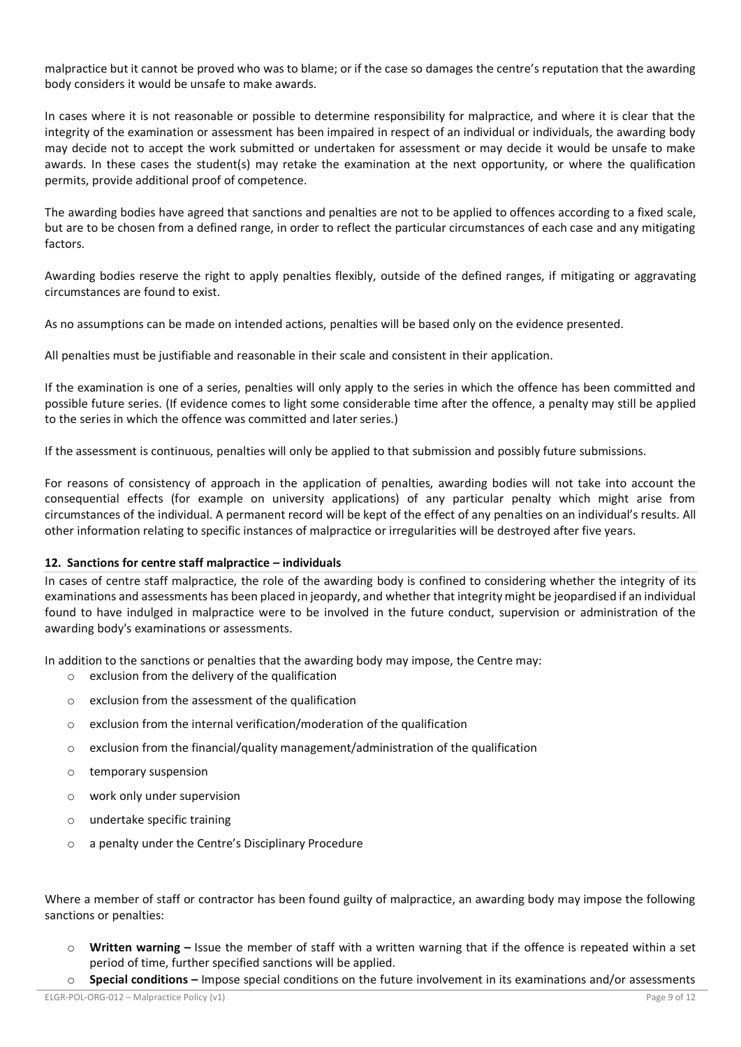malpractice but it cannot be proved who was to blame; or if the case so damages the centre's reputation that the awarding body considers it would be unsafe to make awards.

In cases where it is not reasonable or possible to determine responsibility for malpractice, and where it is clear that the integrity of the examination or assessment has been impaired in respect of an individual or individuals, the awarding body may decide not to accept the work submitted or undertaken for assessment or may decide it would be unsafe to make awards. In these cases the student(s) may retake the examination at the next opportunity, or where the qualification permits, provide additional proof of competence.

The awarding bodies have agreed that sanctions and penalties are not to be applied to offences according to a fixed scale, but are to be chosen from a defined range, in order to reflect the particular circumstances of each case and any mitigating factors.

Awarding bodies reserve the right to apply penalties flexibly, outside of the defined ranges, if mitigating or aggravating circumstances are found to exist.

As no assumptions can be made on intended actions, penalties will be based only on the evidence presented.

All penalties must be justifiable and reasonable in their scale and consistent in their application.

If the examination is one of a series, penalties will only apply to the series in which the offence has been committed and possible future series. (If evidence comes to light some considerable time after the offence, a penalty may still be applied to the series in which the offence was committed and later series.)

If the assessment is continuous, penalties will only be applied to that submission and possibly future submissions.

For reasons of consistency of approach in the application of penalties, awarding bodies will not take into account the consequential effects (for example on university applications) of any particular penalty which might arise from circumstances of the individual. A permanent record will be kept of the effect of any penalties on an individual's results. All other information relating to specific instances of malpractice or irregularities will be destroyed after five years.

## 12. Sanctions for centre staff malpractice – individuals

In cases of centre staff malpractice, the role of the awarding body is confined to considering whether the integrity of its examinations and assessments has been placed in jeopardy, and whether that integrity might be jeopardised if an individual found to have indulged in malpractice were to be involved in the future conduct, supervision or administration of the awarding body's examinations or assessments.

In addition to the sanctions or penalties that the awarding body may impose, the Centre may:

- exclusion from the delivery of the qualification
- exclusion from the assessment of the qualification
- exclusion from the internal verification/moderation of the qualification
- exclusion from the financial/quality management/administration of the qualification
- temporary suspension
- work only under supervision
- undertake specific training
- a penalty under the Centre's Disciplinary Procedure

Where a member of staff or contractor has been found guilty of malpractice, an awarding body may impose the following sanctions or penalties:

- **Written warning –** Issue the member of staff with a written warning that if the offence is repeated within a set period of time, further specified sanctions will be applied.
- **Special conditions –** Impose special conditions on the future involvement in its examinations and/or assessments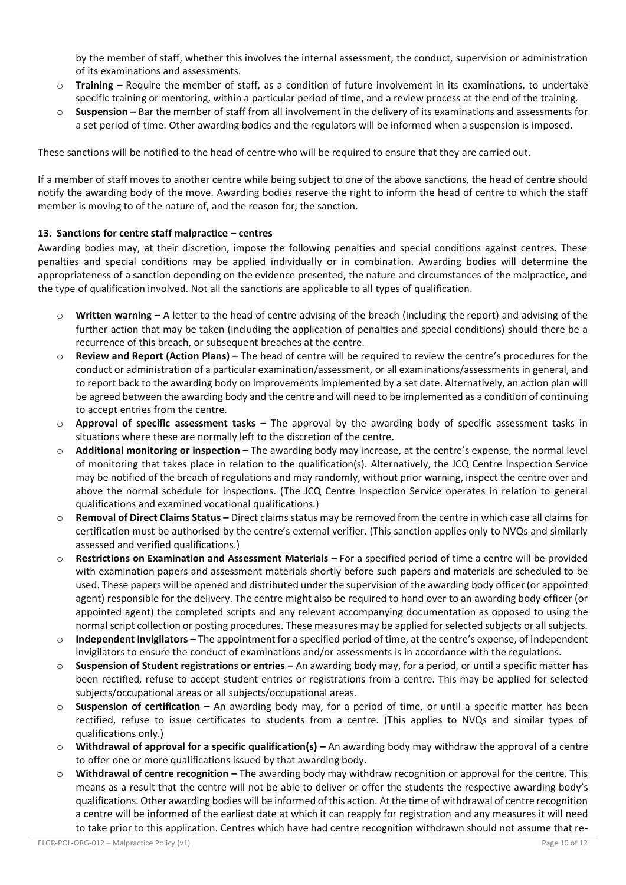by the member of staff, whether this involves the internal assessment, the conduct, supervision or administration of its examinations and assessments.

- **Training –** Require the member of staff, as a condition of future involvement in its examinations, to undertake specific training or mentoring, within a particular period of time, and a review process at the end of the training.
- **Suspension –** Bar the member of staff from all involvement in the delivery of its examinations and assessments for a set period of time. Other awarding bodies and the regulators will be informed when a suspension is imposed.

These sanctions will be notified to the head of centre who will be required to ensure that they are carried out.

If a member of staff moves to another centre while being subject to one of the above sanctions, the head of centre should notify the awarding body of the move. Awarding bodies reserve the right to inform the head of centre to which the staff member is moving to of the nature of, and the reason for, the sanction.

### 13. Sanctions for centre staff malpractice – centres

Awarding bodies may, at their discretion, impose the following penalties and special conditions against centres. These penalties and special conditions may be applied individually or in combination. Awarding bodies will determine the appropriateness of a sanction depending on the evidence presented, the nature and circumstances of the malpractice, and the type of qualification involved. Not all the sanctions are applicable to all types of qualification.

- **Written warning –** A letter to the head of centre advising of the breach (including the report) and advising of the further action that may be taken (including the application of penalties and special conditions) should there be a recurrence of this breach, or subsequent breaches at the centre.
- **Review and Report (Action Plans) –** The head of centre will be required to review the centre's procedures for the conduct or administration of a particular examination/assessment, or all examinations/assessments in general, and to report back to the awarding body on improvements implemented by a set date. Alternatively, an action plan will be agreed between the awarding body and the centre and will need to be implemented as a condition of continuing to accept entries from the centre.
- **Approval of specific assessment tasks –** The approval by the awarding body of specific assessment tasks in situations where these are normally left to the discretion of the centre.
- **Additional monitoring or inspection –** The awarding body may increase, at the centre's expense, the normal level of monitoring that takes place in relation to the qualification(s). Alternatively, the JCQ Centre Inspection Service may be notified of the breach of regulations and may randomly, without prior warning, inspect the centre over and above the normal schedule for inspections. (The JCQ Centre Inspection Service operates in relation to general qualifications and examined vocational qualifications.)
- **Removal of Direct Claims Status –** Direct claims status may be removed from the centre in which case all claims for certification must be authorised by the centre's external verifier. (This sanction applies only to NVQs and similarly assessed and verified qualifications.)
- **Restrictions on Examination and Assessment Materials –** For a specified period of time a centre will be provided with examination papers and assessment materials shortly before such papers and materials are scheduled to be used. These papers will be opened and distributed under the supervision of the awarding body officer (or appointed agent) responsible for the delivery. The centre might also be required to hand over to an awarding body officer (or appointed agent) the completed scripts and any relevant accompanying documentation as opposed to using the normal script collection or posting procedures. These measures may be applied for selected subjects or all subjects.
- **Independent Invigilators –** The appointment for a specified period of time, at the centre's expense, of independent invigilators to ensure the conduct of examinations and/or assessments is in accordance with the regulations.
- **Suspension of Student registrations or entries –** An awarding body may, for a period, or until a specific matter has been rectified, refuse to accept student entries or registrations from a centre. This may be applied for selected subjects/occupational areas or all subjects/occupational areas.
- **Suspension of certification –** An awarding body may, for a period of time, or until a specific matter has been rectified, refuse to issue certificates to students from a centre. (This applies to NVQs and similar types of qualifications only.)
- **Withdrawal of approval for a specific qualification(s) –** An awarding body may withdraw the approval of a centre to offer one or more qualifications issued by that awarding body.
- **Withdrawal of centre recognition –** The awarding body may withdraw recognition or approval for the centre. This means as a result that the centre will not be able to deliver or offer the students the respective awarding body's qualifications. Other awarding bodies will be informed of this action. At the time of withdrawal of centre recognition a centre will be informed of the earliest date at which it can reapply for registration and any measures it will need to take prior to this application. Centres which have had centre recognition withdrawn should not assume that re-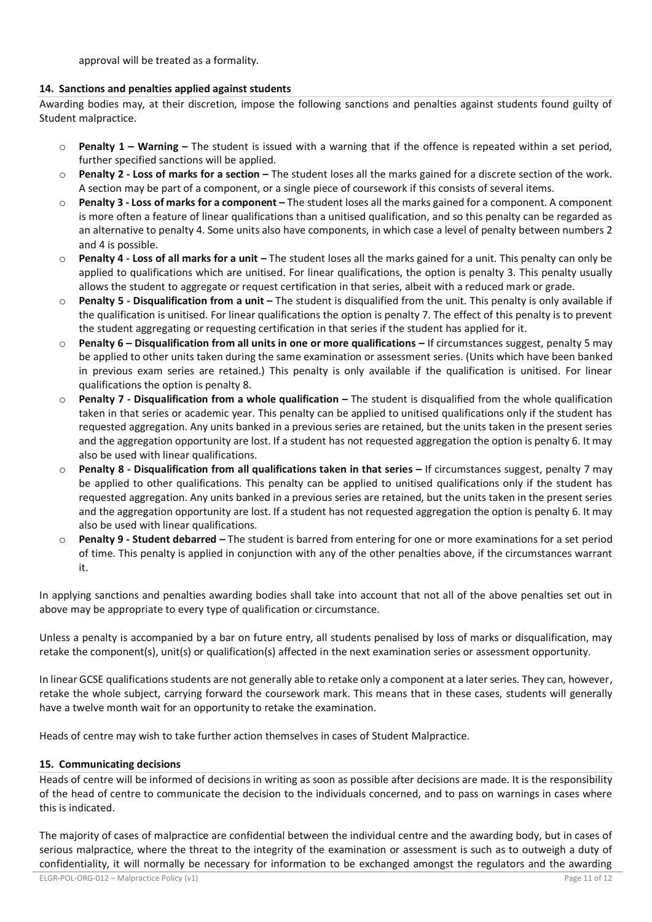approval will be treated as a formality.

### 14. Sanctions and penalties applied against students

Awarding bodies may, at their discretion, impose the following sanctions and penalties against students found guilty of Student malpractice.

- **Penalty 1 – Warning –** The student is issued with a warning that if the offence is repeated within a set period, further specified sanctions will be applied.
- **Penalty 2 - Loss of marks for a section –** The student loses all the marks gained for a discrete section of the work. A section may be part of a component, or a single piece of coursework if this consists of several items.
- **Penalty 3 - Loss of marks for a component –** The student loses all the marks gained for a component. A component is more often a feature of linear qualifications than a unitised qualification, and so this penalty can be regarded as an alternative to penalty 4. Some units also have components, in which case a level of penalty between numbers 2 and 4 is possible.
- **Penalty 4 - Loss of all marks for a unit –** The student loses all the marks gained for a unit. This penalty can only be applied to qualifications which are unitised. For linear qualifications, the option is penalty 3. This penalty usually allows the student to aggregate or request certification in that series, albeit with a reduced mark or grade.
- **Penalty 5 - Disqualification from a unit –** The student is disqualified from the unit. This penalty is only available if the qualification is unitised. For linear qualifications the option is penalty 7. The effect of this penalty is to prevent the student aggregating or requesting certification in that series if the student has applied for it.
- **Penalty 6 – Disqualification from all units in one or more qualifications –** If circumstances suggest, penalty 5 may be applied to other units taken during the same examination or assessment series. (Units which have been banked in previous exam series are retained.) This penalty is only available if the qualification is unitised. For linear qualifications the option is penalty 8.
- **Penalty 7 - Disqualification from a whole qualification –** The student is disqualified from the whole qualification taken in that series or academic year. This penalty can be applied to unitised qualifications only if the student has requested aggregation. Any units banked in a previous series are retained, but the units taken in the present series and the aggregation opportunity are lost. If a student has not requested aggregation the option is penalty 6. It may also be used with linear qualifications.
- **Penalty 8 - Disqualification from all qualifications taken in that series –** If circumstances suggest, penalty 7 may be applied to other qualifications. This penalty can be applied to unitised qualifications only if the student has requested aggregation. Any units banked in a previous series are retained, but the units taken in the present series and the aggregation opportunity are lost. If a student has not requested aggregation the option is penalty 6. It may also be used with linear qualifications.
- **Penalty 9 - Student debarred –** The student is barred from entering for one or more examinations for a set period of time. This penalty is applied in conjunction with any of the other penalties above, if the circumstances warrant it.

In applying sanctions and penalties awarding bodies shall take into account that not all of the above penalties set out in above may be appropriate to every type of qualification or circumstance.

Unless a penalty is accompanied by a bar on future entry, all students penalised by loss of marks or disqualification, may retake the component(s), unit(s) or qualification(s) affected in the next examination series or assessment opportunity.

In linear GCSE qualifications students are not generally able to retake only a component at a later series. They can, however, retake the whole subject, carrying forward the coursework mark. This means that in these cases, students will generally have a twelve month wait for an opportunity to retake the examination.

Heads of centre may wish to take further action themselves in cases of Student Malpractice.

### 15. Communicating decisions

Heads of centre will be informed of decisions in writing as soon as possible after decisions are made. It is the responsibility of the head of centre to communicate the decision to the individuals concerned, and to pass on warnings in cases where this is indicated.

The majority of cases of malpractice are confidential between the individual centre and the awarding body, but in cases of serious malpractice, where the threat to the integrity of the examination or assessment is such as to outweigh a duty of confidentiality, it will normally be necessary for information to be exchanged amongst the regulators and the awarding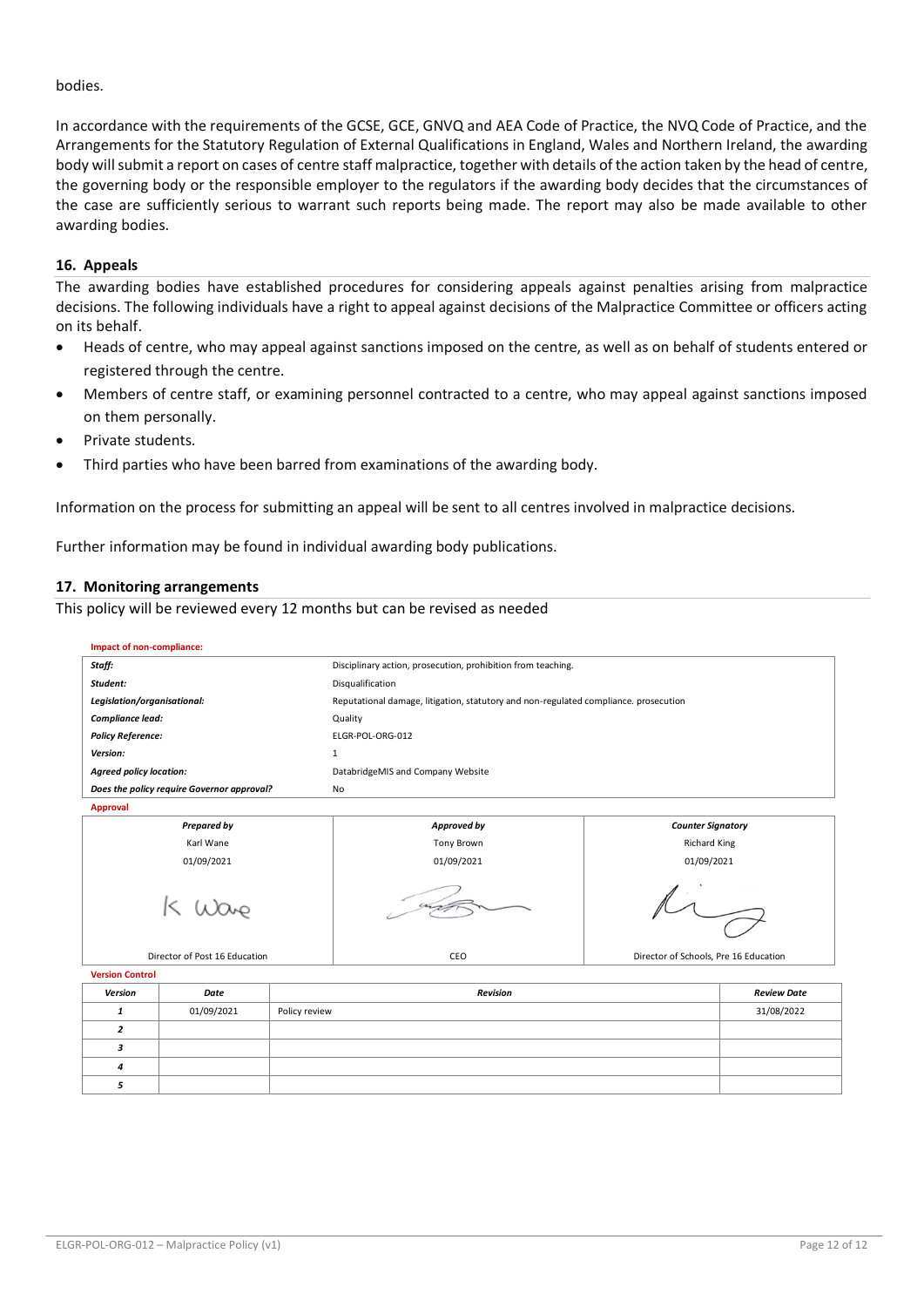bodies.

In accordance with the requirements of the GCSE, GCE, GNVQ and AEA Code of Practice, the NVQ Code of Practice, and the Arrangements for the Statutory Regulation of External Qualifications in England, Wales and Northern Ireland, the awarding body will submit a report on cases of centre staff malpractice, together with details of the action taken by the head of centre, the governing body or the responsible employer to the regulators if the awarding body decides that the circumstances of the case are sufficiently serious to warrant such reports being made. The report may also be made available to other awarding bodies.

## 16. Appeals

The awarding bodies have established procedures for considering appeals against penalties arising from malpractice decisions. The following individuals have a right to appeal against decisions of the Malpractice Committee or officers acting on its behalf.

- Heads of centre, who may appeal against sanctions imposed on the centre, as well as on behalf of students entered or registered through the centre.
- Members of centre staff, or examining personnel contracted to a centre, who may appeal against sanctions imposed on them personally.
- Private students.
- Third parties who have been barred from examinations of the awarding body.

Information on the process for submitting an appeal will be sent to all centres involved in malpractice decisions.

Further information may be found in individual awarding body publications.

## 17. Monitoring arrangements

This policy will be reviewed every 12 months but can be revised as needed

**Impact of non-compliance:**

| | |
|---|---|
| ***Staff:*** | Disciplinary action, prosecution, prohibition from teaching. |
| ***Student:*** | Disqualification |
| ***Legislation/organisational:*** | Reputational damage, litigation, statutory and non-regulated compliance. prosecution |
| ***Compliance lead:*** | Quality |
| ***Policy Reference:*** | ELGR-POL-ORG-012 |
| ***Version:*** | 1 |
| ***Agreed policy location:*** | DatabridgeMIS and Company Website |
| ***Does the policy require Governor approval?*** | No |

**Approval**

| ***Prepared by*** | ***Approved by*** | ***Counter Signatory*** |
|---|---|---|
| Karl Wane | Tony Brown | Richard King |
| 01/09/2021 | 01/09/2021 | 01/09/2021 |
| K Wane | [signature] | [signature] |
| Director of Post 16 Education | CEO | Director of Schools, Pre 16 Education |

**Version Control**

| ***Version*** | ***Date*** | ***Revision*** | ***Review Date*** |
|---|---|---|---|
| ***1*** | 01/09/2021 | Policy review | 31/08/2022 |
| ***2*** | | | |
| ***3*** | | | |
| ***4*** | | | |
| ***5*** | | | |